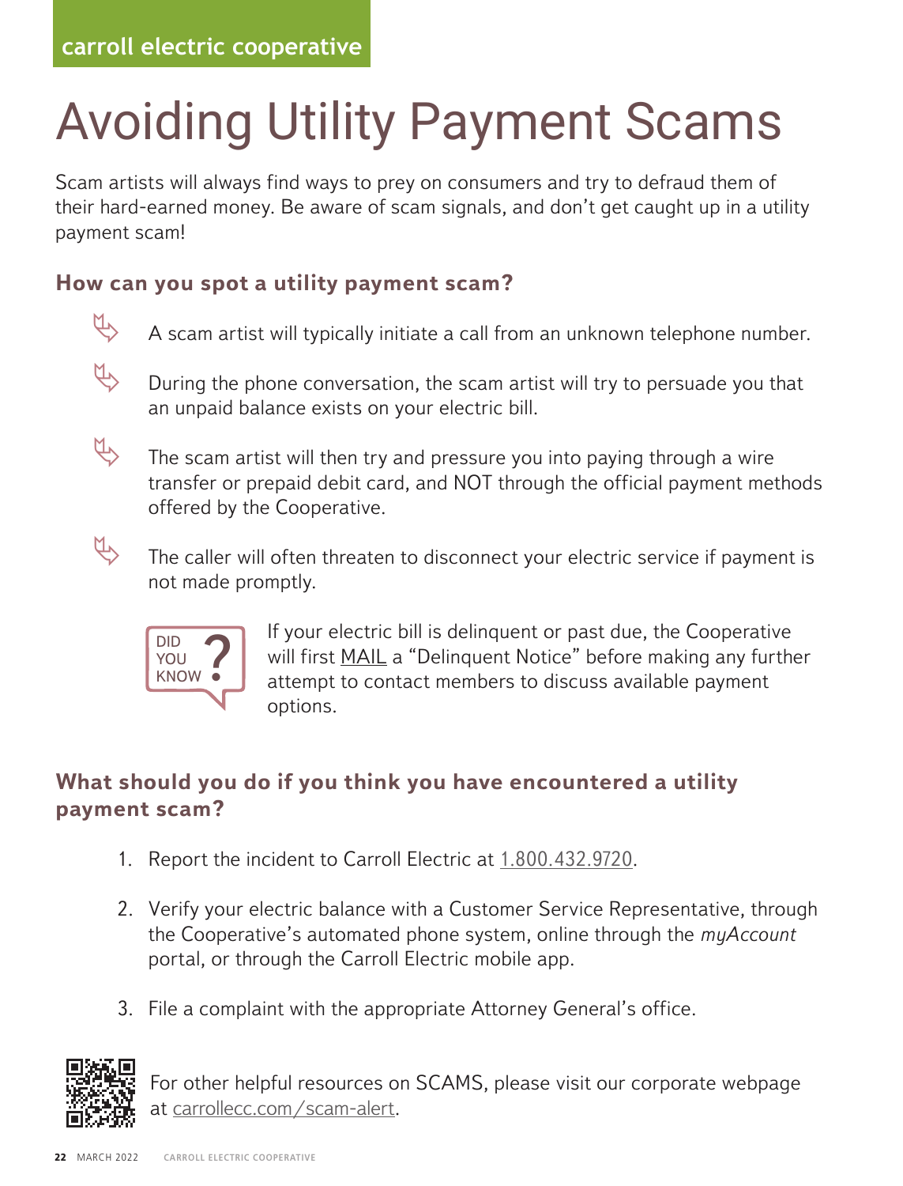carroll electric cooperative

# Avoiding Utility Payment Scams

Scam artists will always find ways to prey on consumers and try to defraud them of their hard-earned money. Be aware of scam signals, and don't get caught up in a utility payment scam!

## How can you spot a utility payment scam?

- A scam artist will typically initiate a call from an unknown telephone number.
- During the phone conversation, the scam artist will try to persuade you that an unpaid balance exists on your electric bill.
- The scam artist will then try and pressure you into paying through a wire transfer or prepaid debit card, and NOT through the official payment methods offered by the Cooperative.
- The caller will often threaten to disconnect your electric service if payment is not made promptly.

**DID YOU KNOW?**

If your electric bill is delinquent or past due, the Cooperative will first MAIL a "Delinquent Notice" before making any further attempt to contact members to discuss available payment options.

## What should you do if you think you have encountered a utility payment scam?

1. Report the incident to Carroll Electric at 1.800.432.9720.
2. Verify your electric balance with a Customer Service Representative, through the Cooperative's automated phone system, online through the *myAccount* portal, or through the Carroll Electric mobile app.
3. File a complaint with the appropriate Attorney General's office.

For other helpful resources on SCAMS, please visit our corporate webpage at carrollecc.com/scam-alert.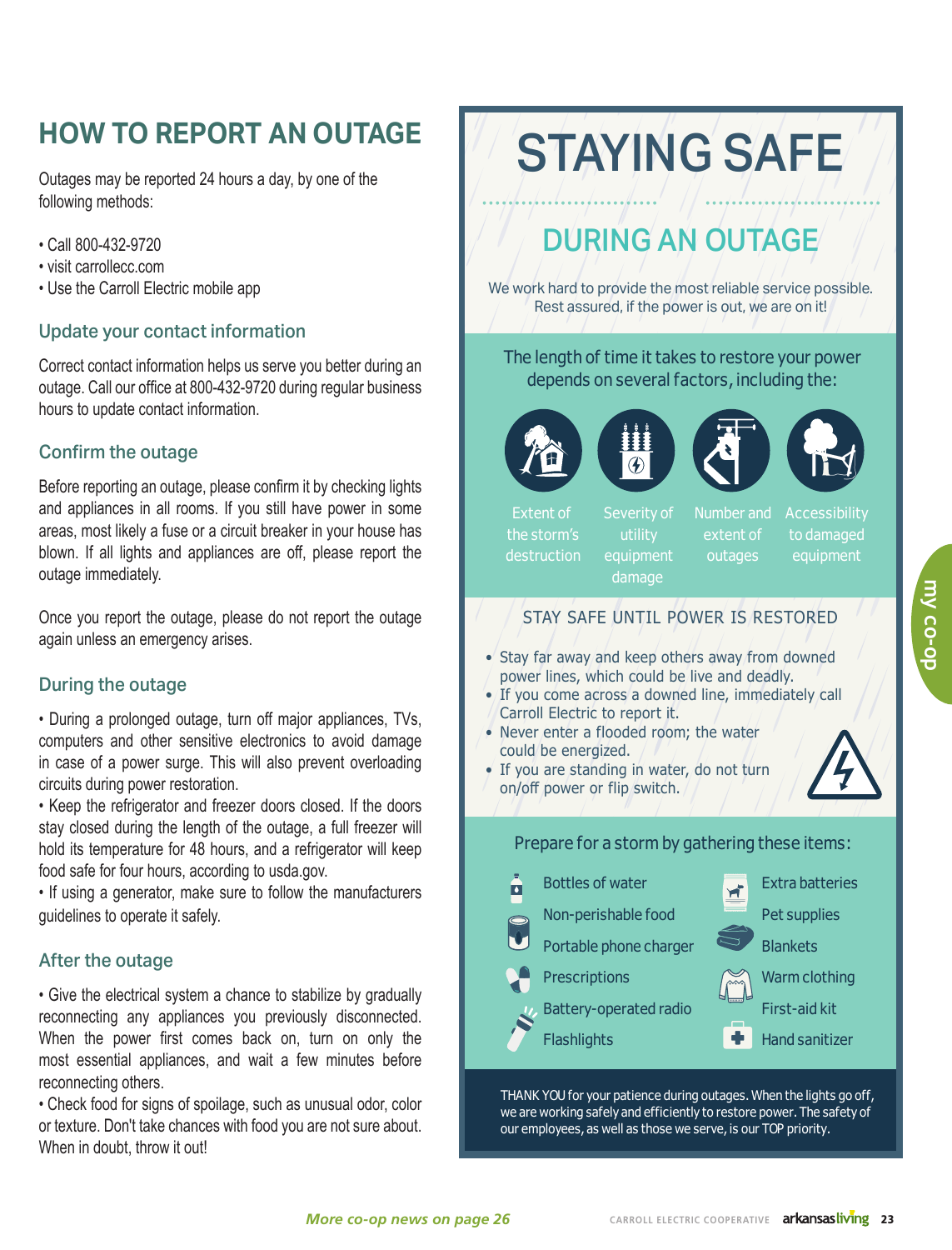# HOW TO REPORT AN OUTAGE

Outages may be reported 24 hours a day, by one of the following methods:

- Call 800-432-9720
- visit carrollecc.com
- Use the Carroll Electric mobile app

## Update your contact information

Correct contact information helps us serve you better during an outage. Call our office at 800-432-9720 during regular business hours to update contact information.

## Confirm the outage

Before reporting an outage, please confirm it by checking lights and appliances in all rooms. If you still have power in some areas, most likely a fuse or a circuit breaker in your house has blown. If all lights and appliances are off, please report the outage immediately.

Once you report the outage, please do not report the outage again unless an emergency arises.

## During the outage

- During a prolonged outage, turn off major appliances, TVs, computers and other sensitive electronics to avoid damage in case of a power surge. This will also prevent overloading circuits during power restoration.
- Keep the refrigerator and freezer doors closed. If the doors stay closed during the length of the outage, a full freezer will hold its temperature for 48 hours, and a refrigerator will keep food safe for four hours, according to usda.gov.
- If using a generator, make sure to follow the manufacturers guidelines to operate it safely.

## After the outage

- Give the electrical system a chance to stabilize by gradually reconnecting any appliances you previously disconnected. When the power first comes back on, turn on only the most essential appliances, and wait a few minutes before reconnecting others.
- Check food for signs of spoilage, such as unusual odor, color or texture. Don't take chances with food you are not sure about. When in doubt, throw it out!

# STAYING SAFE

## DURING AN OUTAGE

We work hard to provide the most reliable service possible. Rest assured, if the power is out, we are on it!

The length of time it takes to restore your power depends on several factors, including the:

- Extent of the storm's destruction
- Severity of utility equipment damage
- Number and extent of outages
- Accessibility to damaged equipment

### STAY SAFE UNTIL POWER IS RESTORED

- Stay far away and keep others away from downed power lines, which could be live and deadly.
- If you come across a downed line, immediately call Carroll Electric to report it.
- Never enter a flooded room; the water could be energized.
- If you are standing in water, do not turn on/off power or flip switch.

### Prepare for a storm by gathering these items:

- Bottles of water
- Non-perishable food
- Portable phone charger
- Prescriptions
- Battery-operated radio
- Flashlights
- Extra batteries
- Pet supplies
- Blankets
- Warm clothing
- First-aid kit
- Hand sanitizer

THANK YOU for your patience during outages. When the lights go off, we are working safely and efficiently to restore power. The safety of our employees, as well as those we serve, is our TOP priority.

my co-op

*More co-op news on page 26*